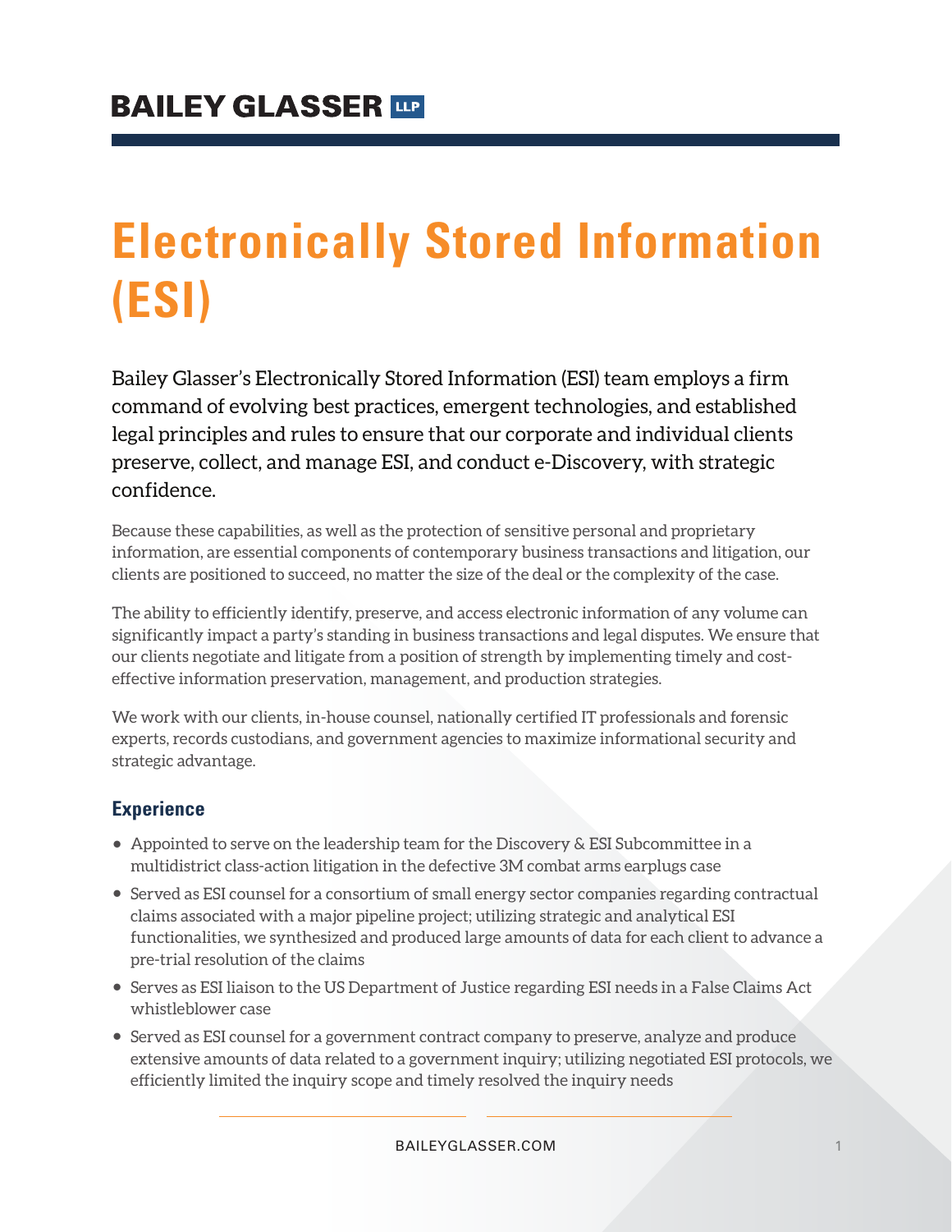# BAILEY GLASSER LLP

# Electronically Stored Information (ESI)

Bailey Glasser's Electronically Stored Information (ESI) team employs a firm command of evolving best practices, emergent technologies, and established legal principles and rules to ensure that our corporate and individual clients preserve, collect, and manage ESI, and conduct e-Discovery, with strategic confidence.

Because these capabilities, as well as the protection of sensitive personal and proprietary information, are essential components of contemporary business transactions and litigation, our clients are positioned to succeed, no matter the size of the deal or the complexity of the case.

The ability to efficiently identify, preserve, and access electronic information of any volume can significantly impact a party's standing in business transactions and legal disputes. We ensure that our clients negotiate and litigate from a position of strength by implementing timely and cost-effective information preservation, management, and production strategies.

We work with our clients, in-house counsel, nationally certified IT professionals and forensic experts, records custodians, and government agencies to maximize informational security and strategic advantage.

## Experience

- Appointed to serve on the leadership team for the Discovery & ESI Subcommittee in a multidistrict class-action litigation in the defective 3M combat arms earplugs case
- Served as ESI counsel for a consortium of small energy sector companies regarding contractual claims associated with a major pipeline project; utilizing strategic and analytical ESI functionalities, we synthesized and produced large amounts of data for each client to advance a pre-trial resolution of the claims
- Serves as ESI liaison to the US Department of Justice regarding ESI needs in a False Claims Act whistleblower case
- Served as ESI counsel for a government contract company to preserve, analyze and produce extensive amounts of data related to a government inquiry; utilizing negotiated ESI protocols, we efficiently limited the inquiry scope and timely resolved the inquiry needs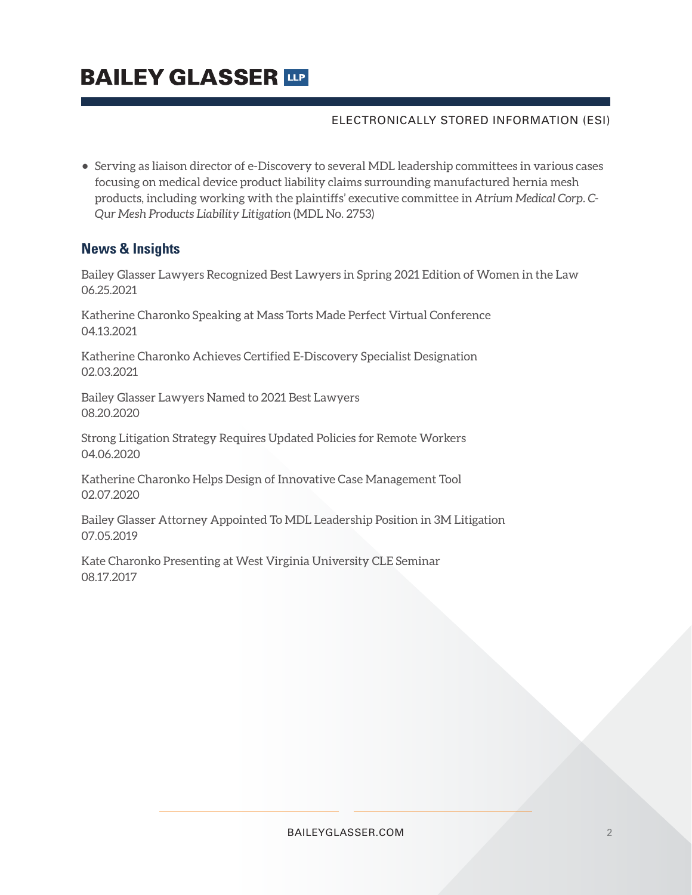- Serving as liaison director of e-Discovery to several MDL leadership committees in various cases focusing on medical device product liability claims surrounding manufactured hernia mesh products, including working with the plaintiffs' executive committee in *Atrium Medical Corp. C-Qur Mesh Products Liability Litigation* (MDL No. 2753)

## News & Insights

Bailey Glasser Lawyers Recognized Best Lawyers in Spring 2021 Edition of Women in the Law
06.25.2021

Katherine Charonko Speaking at Mass Torts Made Perfect Virtual Conference
04.13.2021

Katherine Charonko Achieves Certified E-Discovery Specialist Designation
02.03.2021

Bailey Glasser Lawyers Named to 2021 Best Lawyers
08.20.2020

Strong Litigation Strategy Requires Updated Policies for Remote Workers
04.06.2020

Katherine Charonko Helps Design of Innovative Case Management Tool
02.07.2020

Bailey Glasser Attorney Appointed To MDL Leadership Position in 3M Litigation
07.05.2019

Kate Charonko Presenting at West Virginia University CLE Seminar
08.17.2017